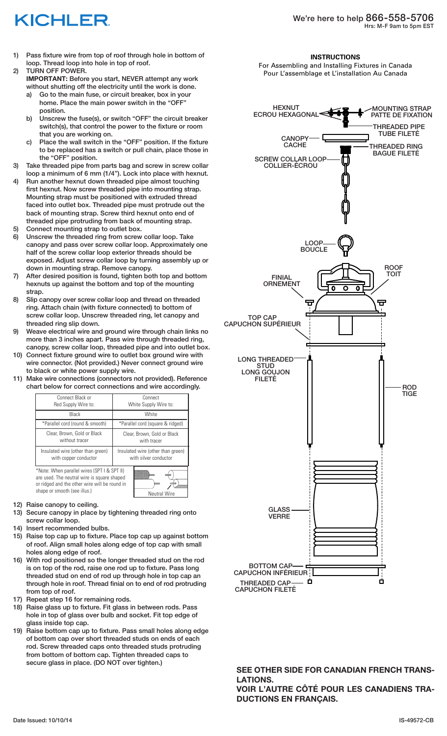# KICHLER

We're here to help 866-558-5706
Hrs: M-F 9am to 5pm EST

1) Pass fixture wire from top of roof through hole in bottom of loop. Thread loop into hole in top of roof.
2) TURN OFF POWER.
   **IMPORTANT:** Before you start, NEVER attempt any work without shutting off the electricity until the work is done.
   a) Go to the main fuse, or circuit breaker, box in your home. Place the main power switch in the "OFF" position.
   b) Unscrew the fuse(s), or switch "OFF" the circuit breaker switch(s), that control the power to the fixture or room that you are working on.
   c) Place the wall switch in the "OFF" position. If the fixture to be replaced has a switch or pull chain, place those in the "OFF" position.
3) Take threaded pipe from parts bag and screw in screw collar loop a minimum of 6 mm (1/4"). Lock into place with hexnut.
4) Run another hexnut down threaded pipe almost touching first hexnut. Now screw threaded pipe into mounting strap. Mounting strap must be positioned with extruded thread faced into outlet box. Threaded pipe must protrude out the back of mounting strap. Screw third hexnut onto end of threaded pipe protruding from back of mounting strap.
5) Connect mounting strap to outlet box.
6) Unscrew the threaded ring from screw collar loop. Take canopy and pass over screw collar loop. Approximately one half of the screw collar loop exterior threads should be exposed. Adjust screw collar loop by turning assembly up or down in mounting strap. Remove canopy.
7) After desired position is found, tighten both top and bottom hexnuts up against the bottom and top of the mounting strap.
8) Slip canopy over screw collar loop and thread on threaded ring. Attach chain (with fixture connected) to bottom of screw collar loop. Unscrew threaded ring, let canopy and threaded ring slip down.
9) Weave electrical wire and ground wire through chain links no more than 3 inches apart. Pass wire through threaded ring, canopy, screw collar loop, threaded pipe and into outlet box.
10) Connect fixture ground wire to outlet box ground wire with wire connector. (Not provided.) Never connect ground wire to black or white power supply wire.
11) Make wire connections (connectors not provided). Reference chart below for correct connections and wire accordingly.

| Connect Black or Red Supply Wire to: | Connect White Supply Wire to: |
|---|---|
| Black | White |
| *Parallel cord (round & smooth) | *Parallel cord (square & ridged) |
| Clear, Brown, Gold or Black without tracer | Clear, Brown, Gold or Black with tracer |
| Insulated wire (other than green) with copper conductor | Insulated wire (other than green) with silver conductor |

*Note: When parallel wires (SPT I & SPT II) are used. The neutral wire is square shaped or ridged and the other wire will be round in shape or smooth (see illus.)

Neutral Wire

12) Raise canopy to ceiling.
13) Secure canopy in place by tightening threaded ring onto screw collar loop.
14) Insert recommended bulbs.
15) Raise top cap up to fixture. Place top cap up against bottom of roof. Align small holes along edge of top cap with small holes along edge of roof.
16) With rod positioned so the longer threaded stud on the rod is on top of the rod, raise one rod up to fixture. Pass long threaded stud on end of rod up through hole in top cap an through hole in roof. Thread finial on to end of rod protruding from top of roof.
17) Repeat step 16 for remaining rods.
18) Raise glass up to fixture. Fit glass in between rods. Pass hole in top of glass over bulb and socket. Fit top edge of glass inside top cap.
19) Raise bottom cap up to fixture. Pass small holes along edge of bottom cap over short threaded studs on ends of each rod. Screw threaded caps onto threaded studs protruding from bottom of bottom cap. Tighten threaded caps to secure glass in place. (DO NOT over tighten.)

**INSTRUCTIONS**

For Assembling and Installing Fixtures in Canada
Pour L'assemblage et L'installation Au Canada

HEXNUT / ECROU HEXAGONAL
MOUNTING STRAP / PATTE DE FIXATION
THREADED PIPE / TUBE FILETÉ
CANOPY / CACHE
THREADED RING / BAGUE FILETÉ
SCREW COLLAR LOOP / COLLIER-ÉCROU
LOOP / BOUCLE
ROOF / TOIT
FINIAL / ORNEMENT
TOP CAP / CAPUCHON SUPÉRIEUR
LONG THREADED STUD / LONG GOUJON FILETÉ
ROD / TIGE
GLASS / VERRE
BOTTOM CAP / CAPUCHON INFÉRIEUR
THREADED CAP / CAPUCHON FILETÉ

**SEE OTHER SIDE FOR CANADIAN FRENCH TRANSLATIONS.**
**VOIR L'AUTRE CÔTÉ POUR LES CANADIENS TRADUCTIONS EN FRANÇAIS.**

Date Issued: 10/10/14

IS-49572-CB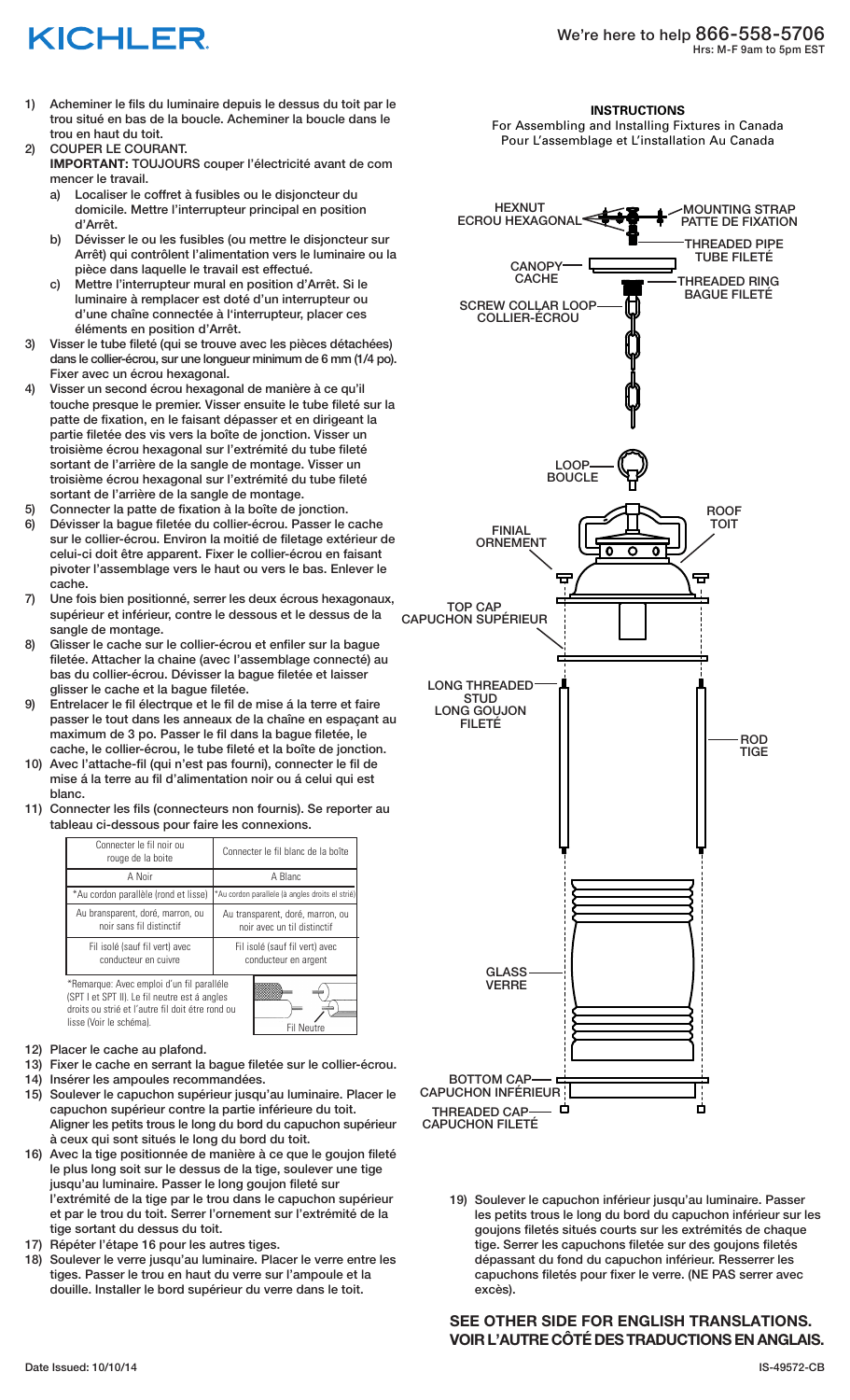# KICHLER

We're here to help 866-558-5706
Hrs: M-F 9am to 5pm EST

1) Acheminer le fils du luminaire depuis le dessus du toit par le trou situé en bas de la boucle. Acheminer la boucle dans le trou en haut du toit.
2) COUPER LE COURANT.
   **IMPORTANT:** TOUJOURS couper l'électricité avant de com mencer le travail.
   a) Localiser le coffret à fusibles ou le disjoncteur du domicile. Mettre l'interrupteur principal en position d'Arrêt.
   b) Dévisser le ou les fusibles (ou mettre le disjoncteur sur Arrêt) qui contrôlent l'alimentation vers le luminaire ou la pièce dans laquelle le travail est effectué.
   c) Mettre l'interrupteur mural en position d'Arrêt. Si le luminaire à remplacer est doté d'un interrupteur ou d'une chaîne connectée à l'interrupteur, placer ces éléments en position d'Arrêt.
3) Visser le tube fileté (qui se trouve avec les pièces détachées) dans le collier-écrou, sur une longueur minimum de 6 mm (1/4 po). Fixer avec un écrou hexagonal.
4) Visser un second écrou hexagonal de manière à ce qu'il touche presque le premier. Visser ensuite le tube fileté sur la patte de fixation, en le faisant dépasser et en dirigeant la partie filetée des vis vers la boîte de jonction. Visser un troisième écrou hexagonal sur l'extrémité du tube fileté sortant de l'arrière de la sangle de montage. Visser un troisième écrou hexagonal sur l'extrémité du tube fileté sortant de l'arrière de la sangle de montage.
5) Connecter la patte de fixation à la boîte de jonction.
6) Dévisser la bague filetée du collier-écrou. Passer le cache sur le collier-écrou. Environ la moitié de filetage extérieur de celui-ci doit être apparent. Fixer le collier-écrou en faisant pivoter l'assemblage vers le haut ou vers le bas. Enlever le cache.
7) Une fois bien positionné, serrer les deux écrous hexagonaux, supérieur et inférieur, contre le dessous et le dessus de la sangle de montage.
8) Glisser le cache sur le collier-écrou et enfiler sur la bague filetée. Attacher la chaine (avec l'assemblage connecté) au bas du collier-écrou. Dévisser la bague filetée et laisser glisser le cache et la bague filetée.
9) Entrelacer le fil électrque et le fil de mise á la terre et faire passer le tout dans les anneaux de la chaîne en espaçant au maximum de 3 po. Passer le fil dans la bague filetée, le cache, le collier-écrou, le tube fileté et la boîte de jonction.
10) Avec l'attache-fil (qui n'est pas fourni), connecter le fil de mise á la terre au fil d'alimentation noir ou á celui qui est blanc.
11) Connecter les fils (connecteurs non fournis). Se reporter au tableau ci-dessous pour faire les connexions.

| Connecter le fil noir ou rouge de la boite | Connecter le fil blanc de la boîte |
|---|---|
| A Noir | A Blanc |
| *Au cordon parallèle (rond et lisse) | *Au cordon parallèle (à angles droits et strié) |
| Au transparent, doré, marron, ou noir sans fil distinctif | Au transparent, doré, marron, ou noir avec un til distinctif |
| Fil isolé (sauf fil vert) avec conducteur en cuivre | Fil isolé (sauf fil vert) avec conducteur en argent |

*Remarque: Avec emploi d'un fil parallèle (SPT I et SPT II). Le fil neutre est á angles droits ou strié et l'autre fil doit être rond ou lisse (Voir le schéma).

Fil Neutre

12) Placer le cache au plafond.
13) Fixer le cache en serrant la bague filetée sur le collier-écrou.
14) Insérer les ampoules recommandées.
15) Soulever le capuchon supérieur jusqu'au luminaire. Placer le capuchon supérieur contre la partie inférieure du toit. Aligner les petits trous le long du bord du capuchon supérieur à ceux qui sont situés le long du bord du toit.
16) Avec la tige positionnée de manière à ce que le goujon fileté le plus long soit sur le dessus de la tige, soulever une tige jusqu'au luminaire. Passer le long goujon fileté sur l'extrémité de la tige par le trou dans le capuchon supérieur et par le trou du toit. Serrer l'ornement sur l'extrémité de la tige sortant du dessus du toit.
17) Répéter l'étape 16 pour les autres tiges.
18) Soulever le verre jusqu'au luminaire. Placer le verre entre les tiges. Passer le trou en haut du verre sur l'ampoule et la douille. Installer le bord supérieur du verre dans le toit.

**INSTRUCTIONS**
For Assembling and Installing Fixtures in Canada
Pour L'assemblage et L'installation Au Canada

HEXNUT
ECROU HEXAGONAL
MOUNTING STRAP
PATTE DE FIXATION
THREADED PIPE
TUBE FILETÉ
CANOPY
CACHE
THREADED RING
BAGUE FILETÉ
SCREW COLLAR LOOP
COLLIER-ÉCROU
LOOP
BOUCLE
ROOF
TOIT
FINIAL
ORNEMENT
TOP CAP
CAPUCHON SUPÉRIEUR
LONG THREADED STUD
LONG GOUJON FILETÉ
ROD
TIGE
GLASS
VERRE
BOTTOM CAP
CAPUCHON INFÉRIEUR
THREADED CAP
CAPUCHON FILETÉ

19) Soulever le capuchon inférieur jusqu'au luminaire. Passer les petits trous le long du bord du capuchon inférieur sur les goujons filetés situés courts sur les extrémités de chaque tige. Serrer les capuchons filetée sur des goujons filetés dépassant du fond du capuchon inférieur. Resserrer les capuchons filetés pour fixer le verre. (NE PAS serrer avec excès).

**SEE OTHER SIDE FOR ENGLISH TRANSLATIONS.**
**VOIR L'AUTRE CÔTÉ DES TRADUCTIONS EN ANGLAIS.**

Date Issued: 10/10/14

IS-49572-CB